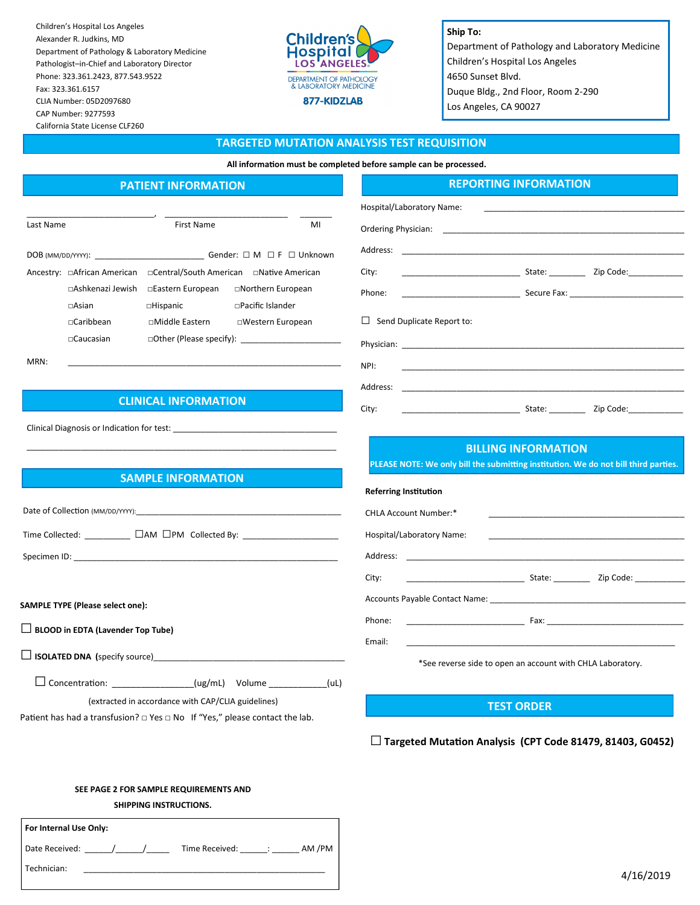Children's Hospital Los Angeles
Alexander R. Judkins, MD
Department of Pathology & Laboratory Medicine
Pathologist–in-Chief and Laboratory Director
Phone: 323.361.2423, 877.543.9522
Fax: 323.361.6157
CLIA Number: 05D2097680
CAP Number: 9277593
California State License CLF260

Children's Hospital LOS ANGELES
DEPARTMENT OF PATHOLOGY & LABORATORY MEDICINE
877-KIDZLAB

**Ship To:**
Department of Pathology and Laboratory Medicine
Children's Hospital Los Angeles
4650 Sunset Blvd.
Duque Bldg., 2nd Floor, Room 2-290
Los Angeles, CA 90027

# TARGETED MUTATION ANALYSIS TEST REQUISITION

**All information must be completed before sample can be processed.**

## PATIENT INFORMATION

___________________________, ___________________________ _______
Last Name First Name MI

DOB (MM/DD/YYYY): ________________________ Gender: ☐ M ☐ F ☐ Unknown

Ancestry:
- ☐African American ☐Central/South American ☐Native American
- ☐Ashkenazi Jewish ☐Eastern European ☐Northern European
- ☐Asian ☐Hispanic ☐Pacific Islander
- ☐Caribbean ☐Middle Eastern ☐Western European
- ☐Caucasian ☐Other (Please specify): ______________________

MRN: ____________________________________________________________

## CLINICAL INFORMATION

Clinical Diagnosis or Indication for test: ____________________________________

____________________________________________________________________

## SAMPLE INFORMATION

Date of Collection (MM/DD/YYYY):_________________________________________

Time Collected: __________ ☐AM ☐PM Collected By: ____________________

Specimen ID: ________________________________________________________

**SAMPLE TYPE (Please select one):**

☐ **BLOOD in EDTA (Lavender Top Tube)**

☐ **ISOLATED DNA** (specify source)________________________________________

☐ Concentration: ________________(ug/mL) Volume ____________(uL)

(extracted in accordance with CAP/CLIA guidelines)

Patient has had a transfusion? ☐ Yes ☐ No If "Yes," please contact the lab.

**SEE PAGE 2 FOR SAMPLE REQUIREMENTS AND SHIPPING INSTRUCTIONS.**

**For Internal Use Only:**

Date Received: ______/______/______ Time Received: ______: ______ AM /PM

Technician: ________________________________________________________

## REPORTING INFORMATION

Hospital/Laboratory Name: ___________________________________________

Ordering Physician: ________________________________________________

Address: _________________________________________________________

City: __________________________ State: ________ Zip Code:____________

Phone: __________________________ Secure Fax: _________________________

☐ Send Duplicate Report to:

Physician: ________________________________________________________

NPI: ____________________________________________________________

Address: _________________________________________________________

City: __________________________ State: ________ Zip Code:____________

## BILLING INFORMATION

**PLEASE NOTE: We only bill the submitting institution. We do not bill third parties.**

**Referring Institution**

CHLA Account Number:* ____________________________________________

Hospital/Laboratory Name: __________________________________________

Address: _________________________________________________________

City: __________________________ State: ________ Zip Code: ___________

Accounts Payable Contact Name: _____________________________________

Phone: __________________________ Fax: ______________________________

Email: ___________________________________________________________

*See reverse side to open an account with CHLA Laboratory.

## TEST ORDER

☐ **Targeted Mutation Analysis (CPT Code 81479, 81403, G0452)**

4/16/2019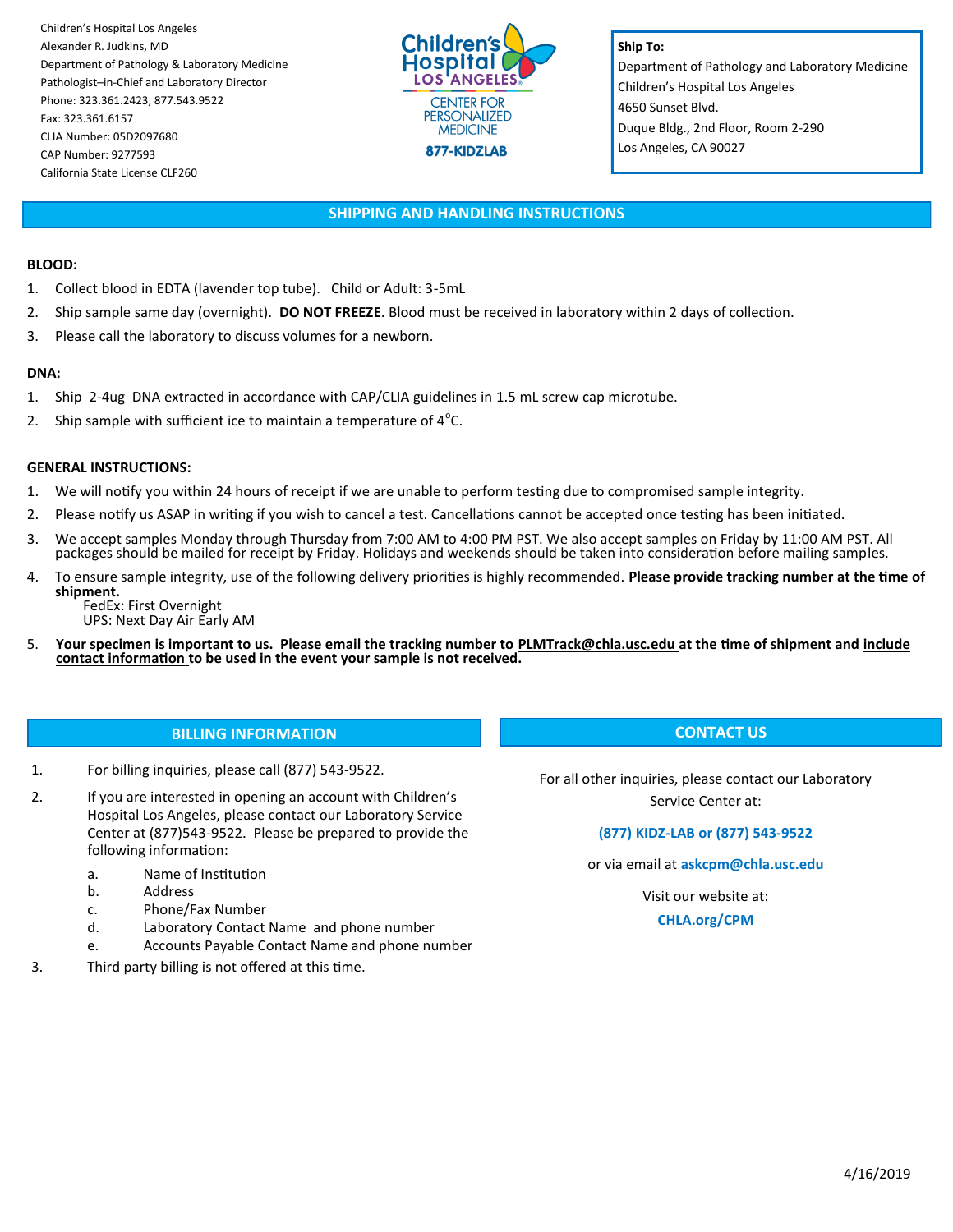Children's Hospital Los Angeles
Alexander R. Judkins, MD
Department of Pathology & Laboratory Medicine
Pathologist–in-Chief and Laboratory Director
Phone: 323.361.2423, 877.543.9522
Fax: 323.361.6157
CLIA Number: 05D2097680
CAP Number: 9277593
California State License CLF260

Children's Hospital LOS ANGELES
CENTER FOR PERSONALIZED MEDICINE
877-KIDZLAB

**Ship To:**
Department of Pathology and Laboratory Medicine
Children's Hospital Los Angeles
4650 Sunset Blvd.
Duque Bldg., 2nd Floor, Room 2-290
Los Angeles, CA 90027

## SHIPPING AND HANDLING INSTRUCTIONS

**BLOOD:**

1. Collect blood in EDTA (lavender top tube). Child or Adult: 3-5mL
2. Ship sample same day (overnight). **DO NOT FREEZE**. Blood must be received in laboratory within 2 days of collection.
3. Please call the laboratory to discuss volumes for a newborn.

**DNA:**

1. Ship 2-4ug DNA extracted in accordance with CAP/CLIA guidelines in 1.5 mL screw cap microtube.
2. Ship sample with sufficient ice to maintain a temperature of 4°C.

**GENERAL INSTRUCTIONS:**

1. We will notify you within 24 hours of receipt if we are unable to perform testing due to compromised sample integrity.
2. Please notify us ASAP in writing if you wish to cancel a test. Cancellations cannot be accepted once testing has been initiated.
3. We accept samples Monday through Thursday from 7:00 AM to 4:00 PM PST. We also accept samples on Friday by 11:00 AM PST. All packages should be mailed for receipt by Friday. Holidays and weekends should be taken into consideration before mailing samples.
4. To ensure sample integrity, use of the following delivery priorities is highly recommended. **Please provide tracking number at the time of shipment.**
   FedEx: First Overnight
   UPS: Next Day Air Early AM
5. **Your specimen is important to us. Please email the tracking number to PLMTrack@chla.usc.edu at the time of shipment and include contact information to be used in the event your sample is not received.**

## BILLING INFORMATION

1. For billing inquiries, please call (877) 543-9522.
2. If you are interested in opening an account with Children's Hospital Los Angeles, please contact our Laboratory Service Center at (877)543-9522. Please be prepared to provide the following information:
   a. Name of Institution
   b. Address
   c. Phone/Fax Number
   d. Laboratory Contact Name and phone number
   e. Accounts Payable Contact Name and phone number
3. Third party billing is not offered at this time.

## CONTACT US

For all other inquiries, please contact our Laboratory Service Center at:

**(877) KIDZ-LAB or (877) 543-9522**

or via email at **askcpm@chla.usc.edu**

Visit our website at:

**CHLA.org/CPM**

4/16/2019